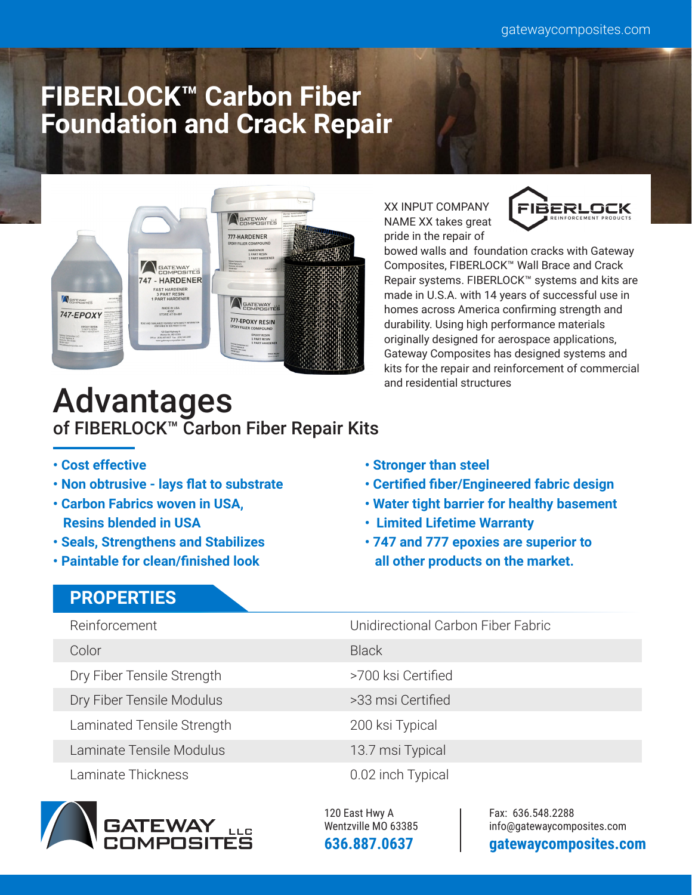# FIBERLOCK™ Carbon Fiber Foundation and Crack Repair

XX INPUT COMPANY NAME XX takes great pride in the repair of bowed walls and foundation cracks with Gateway Composites, FIBERLOCK™ Wall Brace and Crack Repair systems. FIBERLOCK™ systems and kits are made in U.S.A. with 14 years of successful use in homes across America confirming strength and durability. Using high performance materials originally designed for aerospace applications, Gateway Composites has designed systems and kits for the repair and reinforcement of commercial and residential structures

## Advantages

### of FIBERLOCK™ Carbon Fiber Repair Kits

- **Cost effective**
- **Non obtrusive - lays flat to substrate**
- **Carbon Fabrics woven in USA, Resins blended in USA**
- **Seals, Strengthens and Stabilizes**
- **Paintable for clean/finished look**
- **Stronger than steel**
- **Certified fiber/Engineered fabric design**
- **Water tight barrier for healthy basement**
- **Limited Lifetime Warranty**
- **747 and 777 epoxies are superior to all other products on the market.**

## PROPERTIES

| Property | Value |
|---|---|
| Reinforcement | Unidirectional Carbon Fiber Fabric |
| Color | Black |
| Dry Fiber Tensile Strength | >700 ksi Certified |
| Dry Fiber Tensile Modulus | >33 msi Certified |
| Laminated Tensile Strength | 200 ksi Typical |
| Laminate Tensile Modulus | 13.7 msi Typical |
| Laminate Thickness | 0.02 inch Typical |

GATEWAY COMPOSITES LLC

120 East Hwy A
Wentzville MO 63385
**636.887.0637**

Fax: 636.548.2288
info@gatewaycomposites.com
**gatewaycomposites.com**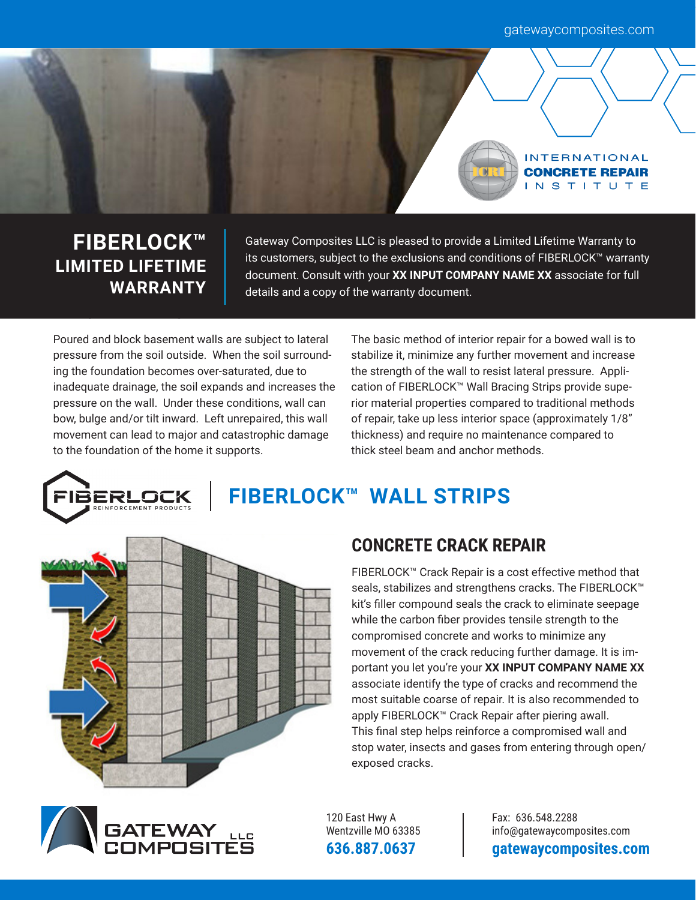gatewaycomposites.com

INTERNATIONAL CONCRETE REPAIR INSTITUTE

# FIBERLOCK™ LIMITED LIFETIME WARRANTY

Gateway Composites LLC is pleased to provide a Limited Lifetime Warranty to its customers, subject to the exclusions and conditions of FIBERLOCK™ warranty document. Consult with your **XX INPUT COMPANY NAME XX** associate for full details and a copy of the warranty document.

Poured and block basement walls are subject to lateral pressure from the soil outside. When the soil surrounding the foundation becomes over-saturated, due to inadequate drainage, the soil expands and increases the pressure on the wall. Under these conditions, wall can bow, bulge and/or tilt inward. Left unrepaired, this wall movement can lead to major and catastrophic damage to the foundation of the home it supports.

The basic method of interior repair for a bowed wall is to stabilize it, minimize any further movement and increase the strength of the wall to resist lateral pressure. Application of FIBERLOCK™ Wall Bracing Strips provide superior material properties compared to traditional methods of repair, take up less interior space (approximately 1/8" thickness) and require no maintenance compared to thick steel beam and anchor methods.

FIBERLOCK REINFORCEMENT PRODUCTS

## FIBERLOCK™ WALL STRIPS

### CONCRETE CRACK REPAIR

FIBERLOCK™ Crack Repair is a cost effective method that seals, stabilizes and strengthens cracks. The FIBERLOCK™ kit's filler compound seals the crack to eliminate seepage while the carbon fiber provides tensile strength to the compromised concrete and works to minimize any movement of the crack reducing further damage. It is important you let you're your **XX INPUT COMPANY NAME XX** associate identify the type of cracks and recommend the most suitable coarse of repair. It is also recommended to apply FIBERLOCK™ Crack Repair after piering awall. This final step helps reinforce a compromised wall and stop water, insects and gases from entering through open/exposed cracks.

GATEWAY COMPOSITES LLC

120 East Hwy A
Wentzville MO 63385
**636.887.0637**

Fax: 636.548.2288
info@gatewaycomposites.com
**gatewaycomposites.com**